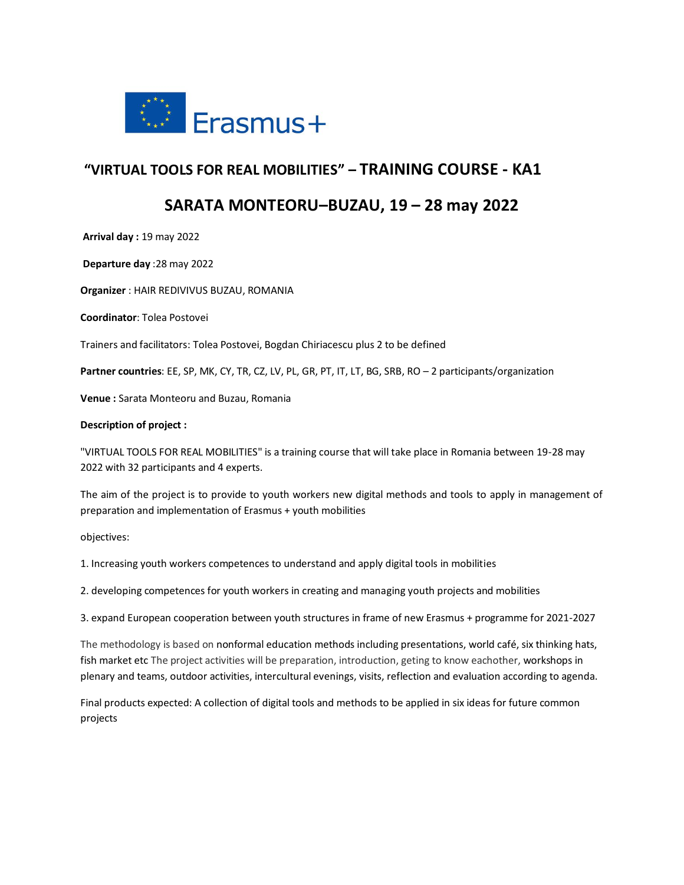Erasmus+

# "VIRTUAL TOOLS FOR REAL MOBILITIES" – TRAINING COURSE - KA1

## SARATA MONTEORU–BUZAU, 19 – 28 may 2022

**Arrival day :** 19 may 2022

**Departure day** :28 may 2022

**Organizer** : HAIR REDIVIVUS BUZAU, ROMANIA

**Coordinator**: Tolea Postovei

Trainers and facilitators: Tolea Postovei, Bogdan Chiriacescu plus 2 to be defined

**Partner countries**: EE, SP, MK, CY, TR, CZ, LV, PL, GR, PT, IT, LT, BG, SRB, RO – 2 participants/organization

**Venue :** Sarata Monteoru and Buzau, Romania

**Description of project :**

"VIRTUAL TOOLS FOR REAL MOBILITIES" is a training course that will take place in Romania between 19-28 may 2022 with 32 participants and 4 experts.

The aim of the project is to provide to youth workers new digital methods and tools to apply in management of preparation and implementation of Erasmus + youth mobilities

objectives:

1. Increasing youth workers competences to understand and apply digital tools in mobilities

2. developing competences for youth workers in creating and managing youth projects and mobilities

3. expand European cooperation between youth structures in frame of new Erasmus + programme for 2021-2027

The methodology is based on nonformal education methods including presentations, world café, six thinking hats, fish market etc The project activities will be preparation, introduction, geting to know eachother, workshops in plenary and teams, outdoor activities, intercultural evenings, visits, reflection and evaluation according to agenda.

Final products expected: A collection of digital tools and methods to be applied in six ideas for future common projects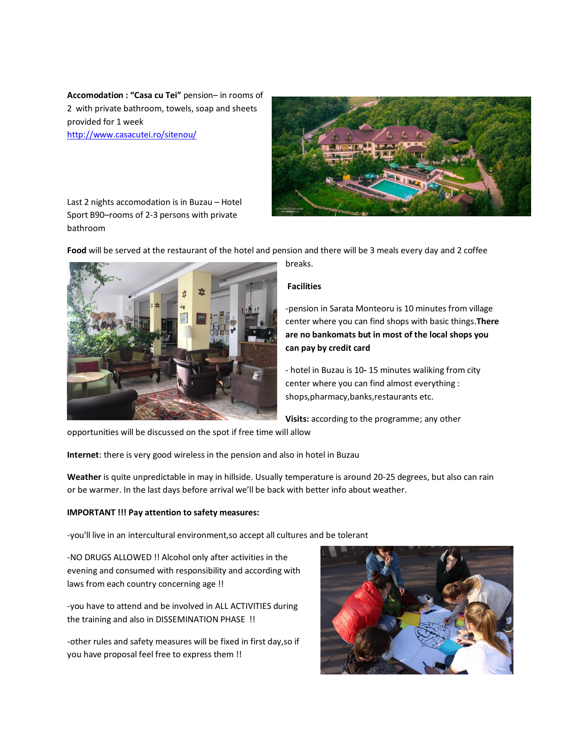**Accomodation : "Casa cu Tei"** pension– in rooms of 2 with private bathroom, towels, soap and sheets provided for 1 week
http://www.casacutei.ro/sitenou/

Last 2 nights accomodation is in Buzau – Hotel Sport B90–rooms of 2-3 persons with private bathroom

**Food** will be served at the restaurant of the hotel and pension and there will be 3 meals every day and 2 coffee breaks.

**Facilities**

-pension in Sarata Monteoru is 10 minutes from village center where you can find shops with basic things.**There are no bankomats but in most of the local shops you can pay by credit card**

- hotel in Buzau is 10- 15 minutes waliking from city center where you can find almost everything : shops,pharmacy,banks,restaurants etc.

**Visits:** according to the programme; any other opportunities will be discussed on the spot if free time will allow

**Internet**: there is very good wireless in the pension and also in hotel in Buzau

**Weather** is quite unpredictable in may in hillside. Usually temperature is around 20-25 degrees, but also can rain or be warmer. In the last days before arrival we'll be back with better info about weather.

**IMPORTANT !!! Pay attention to safety measures:**

-you'll live in an intercultural environment,so accept all cultures and be tolerant

-NO DRUGS ALLOWED !! Alcohol only after activities in the evening and consumed with responsibility and according with laws from each country concerning age !!

-you have to attend and be involved in ALL ACTIVITIES during the training and also in DISSEMINATION PHASE !!

-other rules and safety measures will be fixed in first day,so if you have proposal feel free to express them !!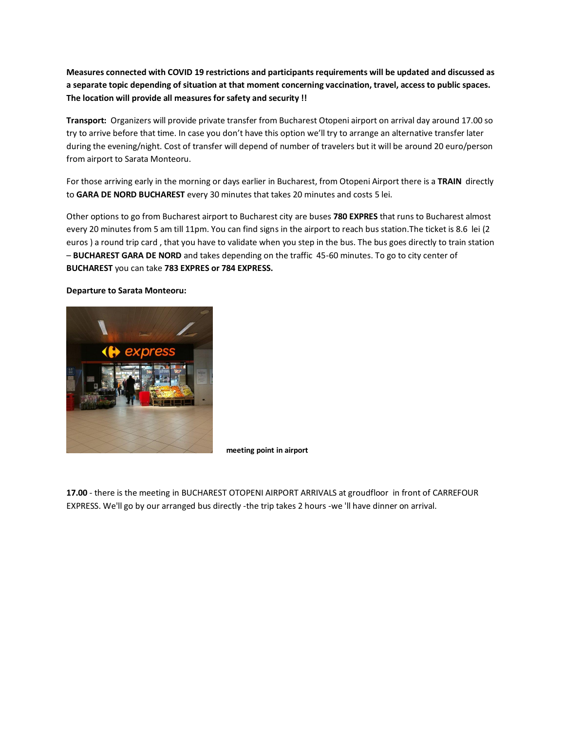**Measures connected with COVID 19 restrictions and participants requirements will be updated and discussed as a separate topic depending of situation at that moment concerning vaccination, travel, access to public spaces. The location will provide all measures for safety and security !!**

**Transport:** Organizers will provide private transfer from Bucharest Otopeni airport on arrival day around 17.00 so try to arrive before that time. In case you don't have this option we'll try to arrange an alternative transfer later during the evening/night. Cost of transfer will depend of number of travelers but it will be around 20 euro/person from airport to Sarata Monteoru.

For those arriving early in the morning or days earlier in Bucharest, from Otopeni Airport there is a **TRAIN** directly to **GARA DE NORD BUCHAREST** every 30 minutes that takes 20 minutes and costs 5 lei.

Other options to go from Bucharest airport to Bucharest city are buses **780 EXPRES** that runs to Bucharest almost every 20 minutes from 5 am till 11pm. You can find signs in the airport to reach bus station.The ticket is 8.6 lei (2 euros ) a round trip card , that you have to validate when you step in the bus. The bus goes directly to train station – **BUCHAREST GARA DE NORD** and takes depending on the traffic 45-60 minutes. To go to city center of **BUCHAREST** you can take **783 EXPRES or 784 EXPRESS.**

**Departure to Sarata Monteoru:**

**meeting point in airport**

**17.00** - there is the meeting in BUCHAREST OTOPENI AIRPORT ARRIVALS at groudfloor in front of CARREFOUR EXPRESS. We'll go by our arranged bus directly -the trip takes 2 hours -we 'll have dinner on arrival.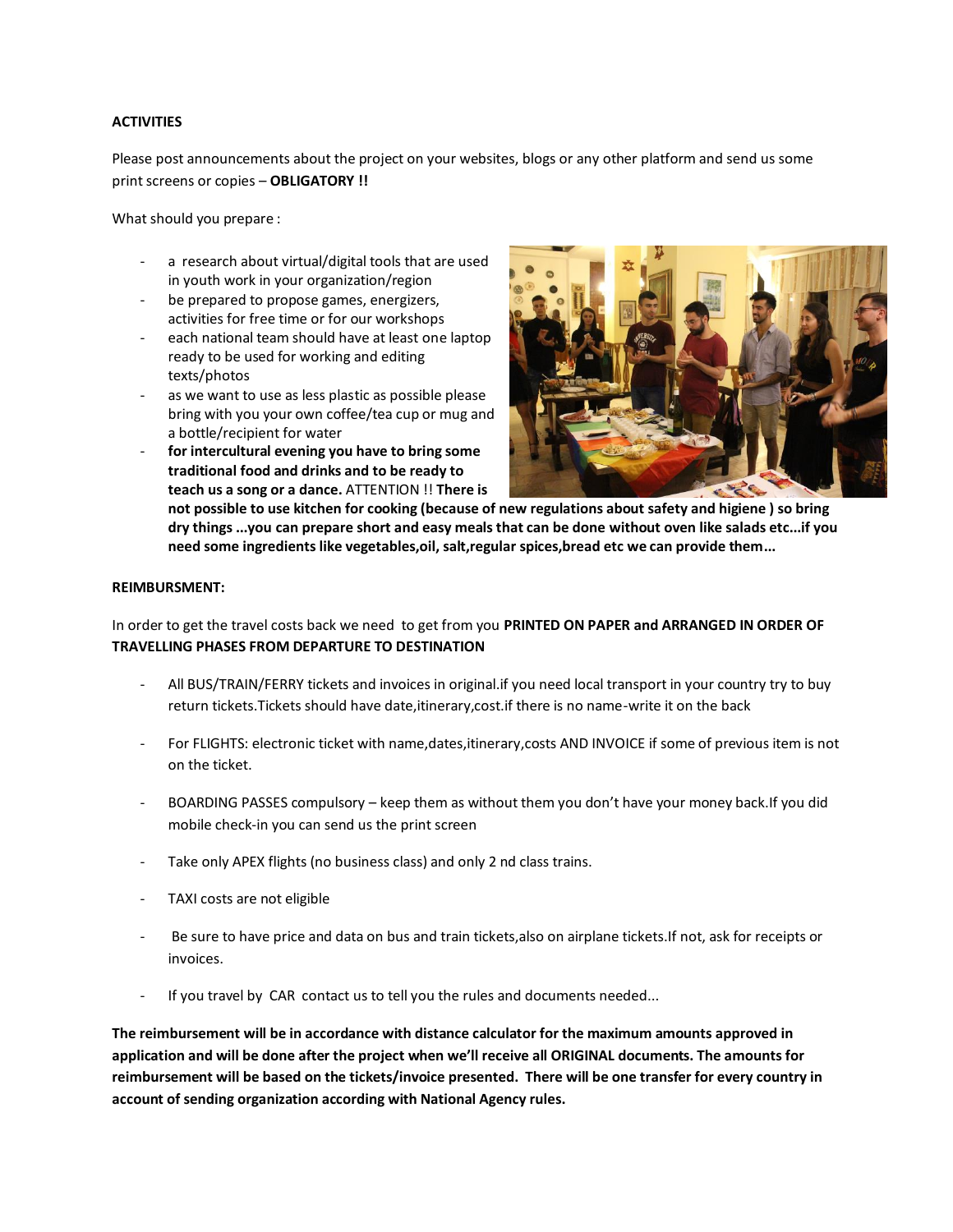**ACTIVITIES**

Please post announcements about the project on your websites, blogs or any other platform and send us some print screens or copies – **OBLIGATORY !!**

What should you prepare :

- a research about virtual/digital tools that are used in youth work in your organization/region
- be prepared to propose games, energizers, activities for free time or for our workshops
- each national team should have at least one laptop ready to be used for working and editing texts/photos
- as we want to use as less plastic as possible please bring with you your own coffee/tea cup or mug and a bottle/recipient for water
- **for intercultural evening you have to bring some traditional food and drinks and to be ready to teach us a song or a dance.** ATTENTION !! **There is not possible to use kitchen for cooking (because of new regulations about safety and higiene ) so bring dry things ...you can prepare short and easy meals that can be done without oven like salads etc...if you need some ingredients like vegetables,oil, salt,regular spices,bread etc we can provide them...**

**REIMBURSMENT:**

In order to get the travel costs back we need to get from you **PRINTED ON PAPER and ARRANGED IN ORDER OF TRAVELLING PHASES FROM DEPARTURE TO DESTINATION**

- All BUS/TRAIN/FERRY tickets and invoices in original.if you need local transport in your country try to buy return tickets.Tickets should have date,itinerary,cost.if there is no name-write it on the back
- For FLIGHTS: electronic ticket with name,dates,itinerary,costs AND INVOICE if some of previous item is not on the ticket.
- BOARDING PASSES compulsory – keep them as without them you don't have your money back.If you did mobile check-in you can send us the print screen
- Take only APEX flights (no business class) and only 2 nd class trains.
- TAXI costs are not eligible
- Be sure to have price and data on bus and train tickets,also on airplane tickets.If not, ask for receipts or invoices.
- If you travel by CAR contact us to tell you the rules and documents needed...

**The reimbursement will be in accordance with distance calculator for the maximum amounts approved in application and will be done after the project when we'll receive all ORIGINAL documents. The amounts for reimbursement will be based on the tickets/invoice presented. There will be one transfer for every country in account of sending organization according with National Agency rules.**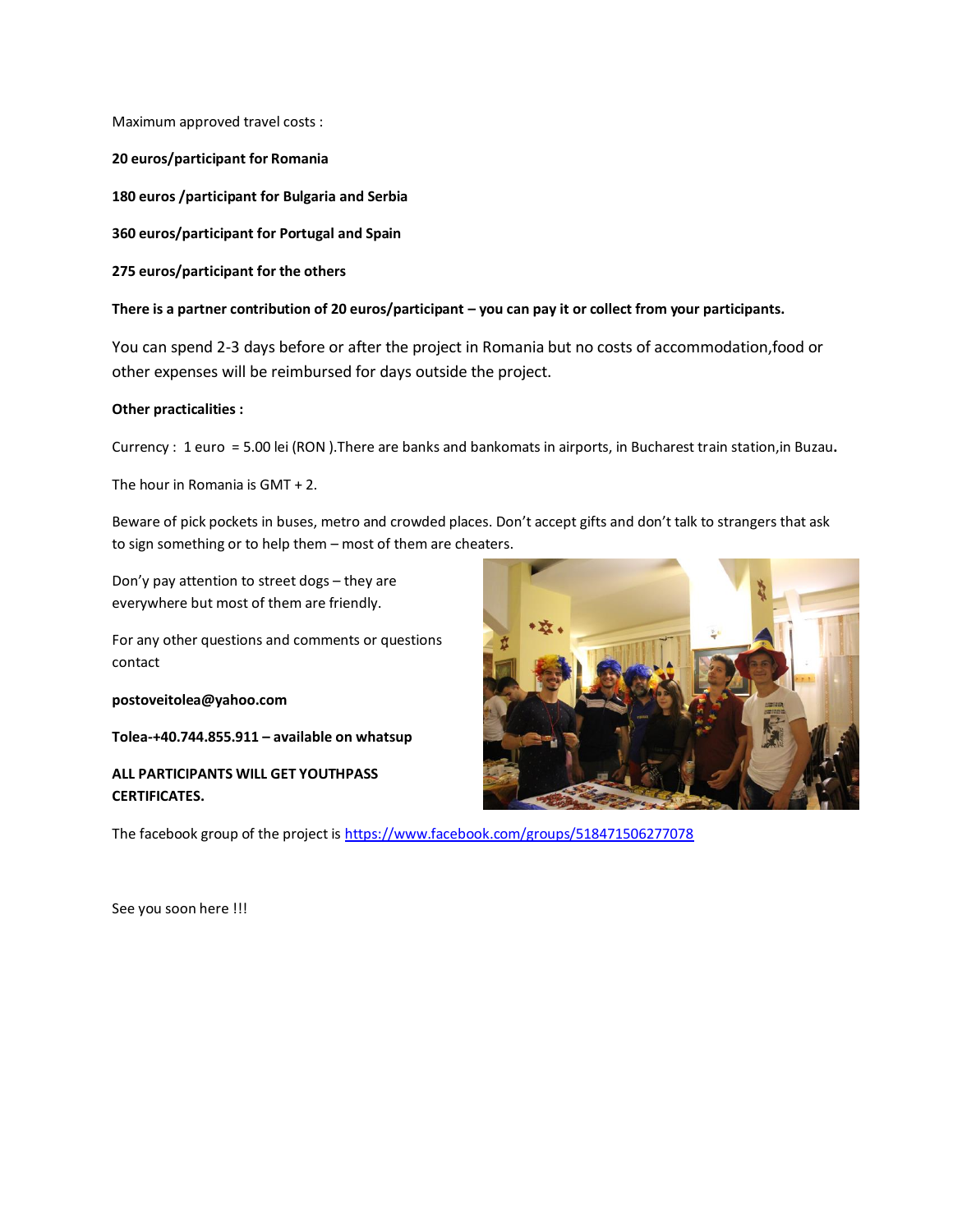Maximum approved travel costs :

**20 euros/participant for Romania**

**180 euros /participant for Bulgaria and Serbia**

**360 euros/participant for Portugal and Spain**

**275 euros/participant for the others**

**There is a partner contribution of 20 euros/participant – you can pay it or collect from your participants.**

You can spend 2-3 days before or after the project in Romania but no costs of accommodation,food or other expenses will be reimbursed for days outside the project.

**Other practicalities :**

Currency : 1 euro = 5.00 lei (RON ).There are banks and bankomats in airports, in Bucharest train station,in Buzau**.**

The hour in Romania is GMT + 2.

Beware of pick pockets in buses, metro and crowded places. Don't accept gifts and don't talk to strangers that ask to sign something or to help them – most of them are cheaters.

Don'y pay attention to street dogs – they are everywhere but most of them are friendly.

For any other questions and comments or questions contact

**postoveitolea@yahoo.com**

**Tolea-+40.744.855.911 – available on whatsup**

**ALL PARTICIPANTS WILL GET YOUTHPASS CERTIFICATES.**

The facebook group of the project is https://www.facebook.com/groups/518471506277078

See you soon here !!!